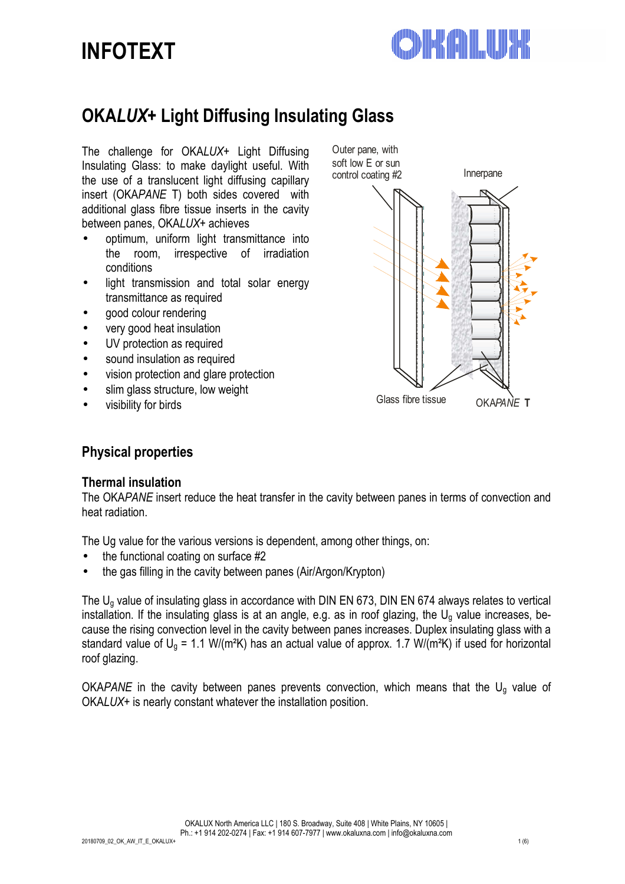# INFOTEXT

## OKA*LUX*+ Light Diffusing Insulating Glass

The challenge for OKA*LUX*+ Light Diffusing Insulating Glass: to make daylight useful. With the use of a translucent light diffusing capillary insert (OKA*PANE* T) both sides covered with additional glass fibre tissue inserts in the cavity between panes, OKA*LUX*+ achieves

- optimum, uniform light transmittance into the room, irrespective of irradiation conditions
- light transmission and total solar energy transmittance as required
- good colour rendering
- very good heat insulation
- UV protection as required
- sound insulation as required
- vision protection and glare protection
- slim glass structure, low weight
- visibility for birds

Outer pane, with soft low E or sun control coating #2

Innerpane

Glass fibre tissue

OKA*PANE* **T**

## Physical properties

### Thermal insulation

The OKA*PANE* insert reduce the heat transfer in the cavity between panes in terms of convection and heat radiation.

The Ug value for the various versions is dependent, among other things, on:

- the functional coating on surface #2
- the gas filling in the cavity between panes (Air/Argon/Krypton)

The $U_g$ value of insulating glass in accordance with DIN EN 673, DIN EN 674 always relates to vertical installation. If the insulating glass is at an angle, e.g. as in roof glazing, the $U_g$ value increases, because the rising convection level in the cavity between panes increases. Duplex insulating glass with a standard value of $U_g$ = 1.1 W/(m²K) has an actual value of approx. 1.7 W/(m²K) if used for horizontal roof glazing.

OKA*PANE* in the cavity between panes prevents convection, which means that the $U_g$ value of OKA*LUX*+ is nearly constant whatever the installation position.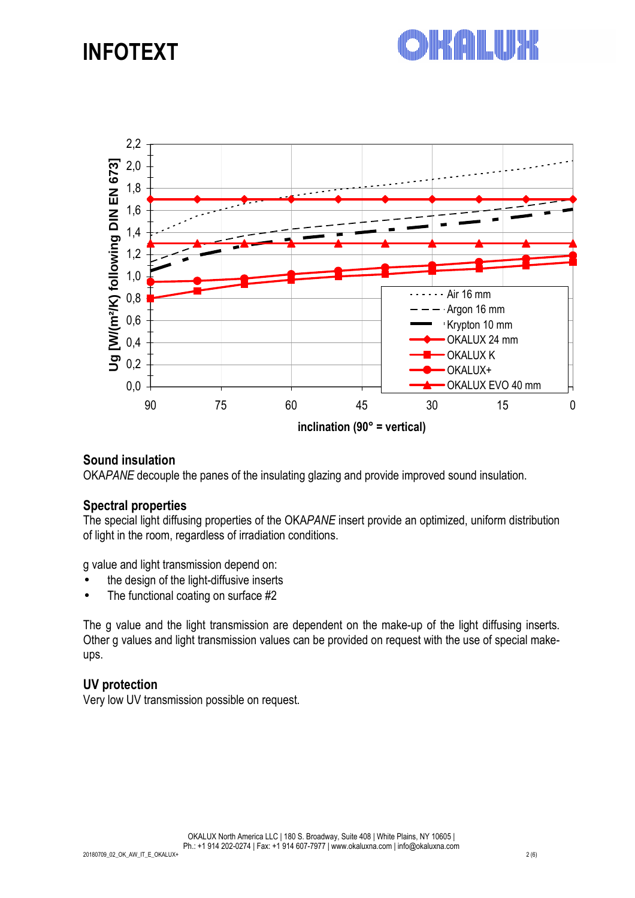# INFOTEXT

Ug [W/(m²/K) following DIN EN 673]

inclination (90° = vertical)

Legend: Air 16 mm; Argon 16 mm; Krypton 10 mm; OKALUX 24 mm; OKALUX K; OKALUX+; OKALUX EVO 40 mm

## Sound insulation

OKA*PANE* decouple the panes of the insulating glazing and provide improved sound insulation.

## Spectral properties

The special light diffusing properties of the OKA*PANE* insert provide an optimized, uniform distribution of light in the room, regardless of irradiation conditions.

g value and light transmission depend on:

- the design of the light-diffusive inserts
- The functional coating on surface #2

The g value and the light transmission are dependent on the make-up of the light diffusing inserts. Other g values and light transmission values can be provided on request with the use of special make-ups.

## UV protection

Very low UV transmission possible on request.

OKALUX North America LLC | 180 S. Broadway, Suite 408 | White Plains, NY 10605 |
Ph.: +1 914 202-0274 | Fax: +1 914 607-7977 | www.okaluxna.com | info@okaluxna.com

20180709_02_OK_AW_IT_E_OKALUX+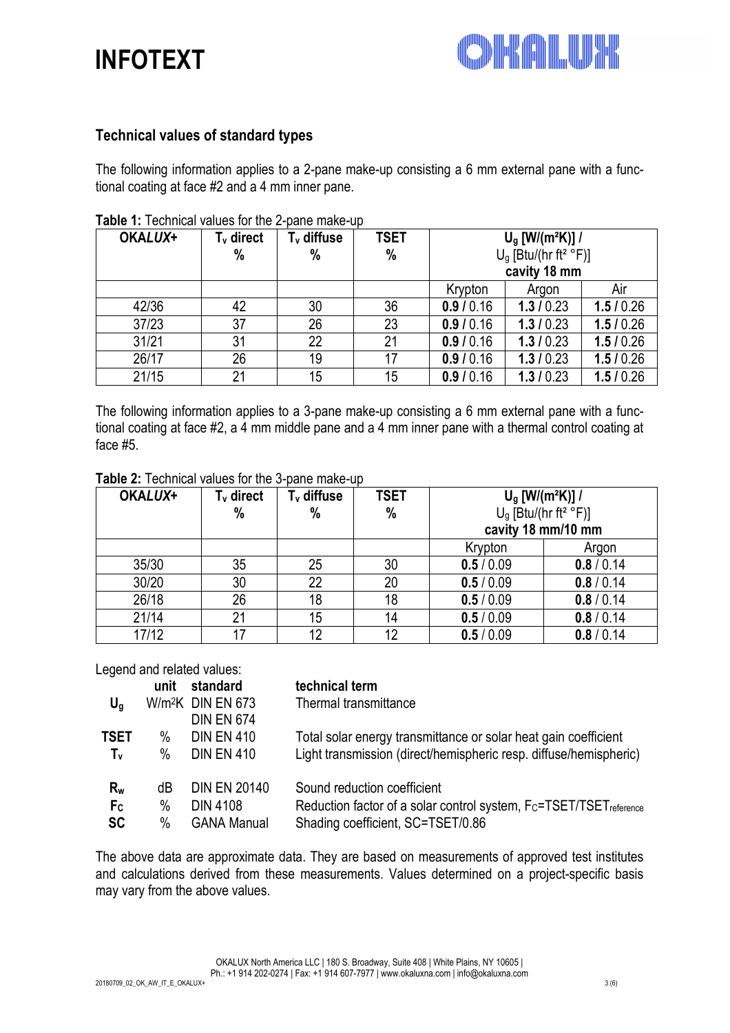## Technical values of standard types

The following information applies to a 2-pane make-up consisting a 6 mm external pane with a functional coating at face #2 and a 4 mm inner pane.

**Table 1:** Technical values for the 2-pane make-up

| **OKA*LUX*+** | **$T_v$ direct %** | **$T_v$ diffuse %** | **TSET %** | **$U_g$ [W/(m²K)] /** $U_g$ [Btu/(hr ft² °F)] **cavity 18 mm** | | |
|---|---|---|---|---|---|---|
| | | | | Krypton | Argon | Air |
| 42/36 | 42 | 30 | 36 | **0.9** / 0.16 | **1.3** / 0.23 | **1.5** / 0.26 |
| 37/23 | 37 | 26 | 23 | **0.9** / 0.16 | **1.3** / 0.23 | **1.5** / 0.26 |
| 31/21 | 31 | 22 | 21 | **0.9** / 0.16 | **1.3** / 0.23 | **1.5** / 0.26 |
| 26/17 | 26 | 19 | 17 | **0.9** / 0.16 | **1.3** / 0.23 | **1.5** / 0.26 |
| 21/15 | 21 | 15 | 15 | **0.9** / 0.16 | **1.3** / 0.23 | **1.5** / 0.26 |

The following information applies to a 3-pane make-up consisting a 6 mm external pane with a functional coating at face #2, a 4 mm middle pane and a 4 mm inner pane with a thermal control coating at face #5.

**Table 2:** Technical values for the 3-pane make-up

| **OKA*LUX*+** | **$T_v$ direct %** | **$T_v$ diffuse %** | **TSET %** | **$U_g$ [W/(m²K)] /** $U_g$ [Btu/(hr ft² °F)] **cavity 18 mm/10 mm** | |
|---|---|---|---|---|---|
| | | | | Krypton | Argon |
| 35/30 | 35 | 25 | 30 | **0.5** / 0.09 | **0.8** / 0.14 |
| 30/20 | 30 | 22 | 20 | **0.5** / 0.09 | **0.8** / 0.14 |
| 26/18 | 26 | 18 | 18 | **0.5** / 0.09 | **0.8** / 0.14 |
| 21/14 | 21 | 15 | 14 | **0.5** / 0.09 | **0.8** / 0.14 |
| 17/12 | 17 | 12 | 12 | **0.5** / 0.09 | **0.8** / 0.14 |

Legend and related values:

| | **unit** | **standard** | **technical term** |
|---|---|---|---|
| **$U_g$** | W/m²K | DIN EN 673<br>DIN EN 674 | Thermal transmittance |
| **TSET** | % | DIN EN 410 | Total solar energy transmittance or solar heat gain coefficient |
| **$T_v$** | % | DIN EN 410 | Light transmission (direct/hemispheric resp. diffuse/hemispheric) |
| **$R_w$** | dB | DIN EN 20140 | Sound reduction coefficient |
| **$F_C$** | % | DIN 4108 | Reduction factor of a solar control system, $F_C$=TSET/$TSET_{reference}$ |
| **SC** | % | GANA Manual | Shading coefficient, SC=TSET/0.86 |

The above data are approximate data. They are based on measurements of approved test institutes and calculations derived from these measurements. Values determined on a project-specific basis may vary from the above values.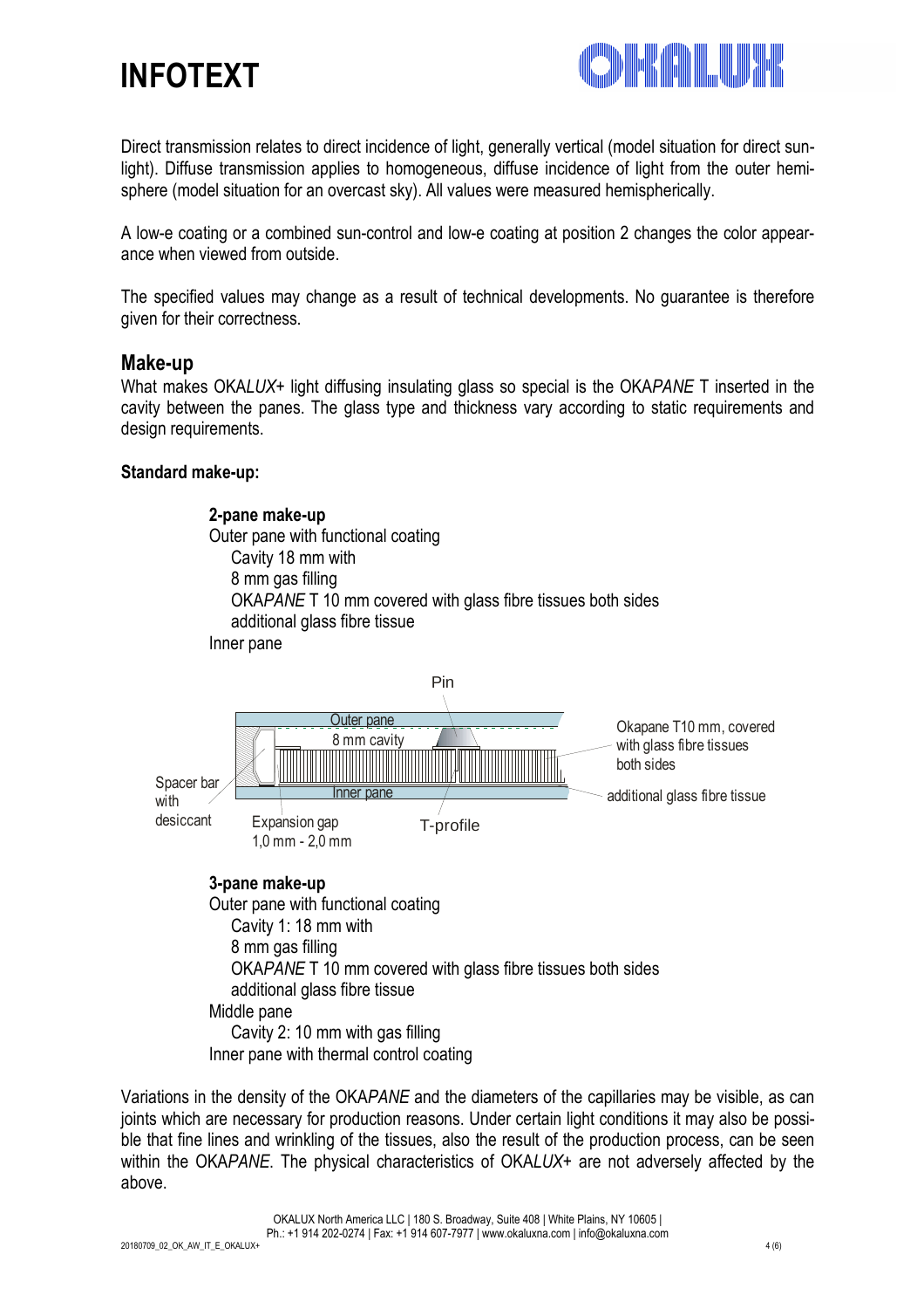Direct transmission relates to direct incidence of light, generally vertical (model situation for direct sunlight). Diffuse transmission applies to homogeneous, diffuse incidence of light from the outer hemisphere (model situation for an overcast sky). All values were measured hemispherically.

A low-e coating or a combined sun-control and low-e coating at position 2 changes the color appearance when viewed from outside.

The specified values may change as a result of technical developments. No guarantee is therefore given for their correctness.

## Make-up

What makes OKA*LUX*+ light diffusing insulating glass so special is the OKA*PANE* T inserted in the cavity between the panes. The glass type and thickness vary according to static requirements and design requirements.

**Standard make-up:**

**2-pane make-up**
Outer pane with functional coating
  Cavity 18 mm with
  8 mm gas filling
  OKA*PANE* T 10 mm covered with glass fibre tissues both sides
  additional glass fibre tissue
Inner pane

Pin
Outer pane
8 mm cavity
Okapane T10 mm, covered with glass fibre tissues both sides
Spacer bar with desiccant
Inner pane
additional glass fibre tissue
Expansion gap 1,0 mm - 2,0 mm
T-profile

**3-pane make-up**
Outer pane with functional coating
  Cavity 1: 18 mm with
  8 mm gas filling
  OKA*PANE* T 10 mm covered with glass fibre tissues both sides
  additional glass fibre tissue
Middle pane
  Cavity 2: 10 mm with gas filling
Inner pane with thermal control coating

Variations in the density of the OKA*PANE* and the diameters of the capillaries may be visible, as can joints which are necessary for production reasons. Under certain light conditions it may also be possible that fine lines and wrinkling of the tissues, also the result of the production process, can be seen within the OKA*PANE*. The physical characteristics of OKA*LUX*+ are not adversely affected by the above.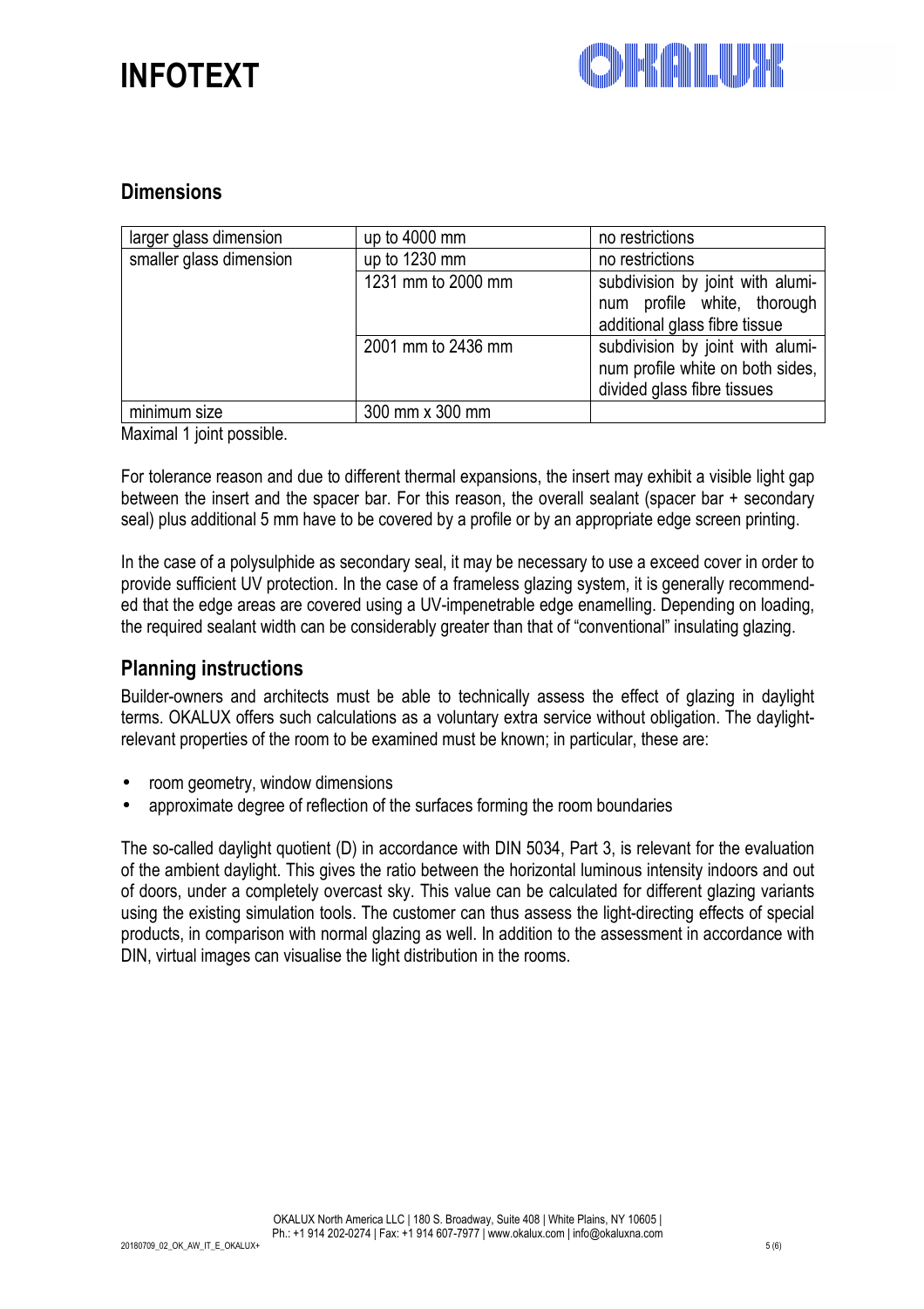## Dimensions

| larger glass dimension | up to 4000 mm | no restrictions |
| --- | --- | --- |
| smaller glass dimension | up to 1230 mm | no restrictions |
| | 1231 mm to 2000 mm | subdivision by joint with aluminum profile white, thorough additional glass fibre tissue |
| | 2001 mm to 2436 mm | subdivision by joint with aluminum profile white on both sides, divided glass fibre tissues |
| minimum size | 300 mm x 300 mm | |

Maximal 1 joint possible.

For tolerance reason and due to different thermal expansions, the insert may exhibit a visible light gap between the insert and the spacer bar. For this reason, the overall sealant (spacer bar + secondary seal) plus additional 5 mm have to be covered by a profile or by an appropriate edge screen printing.

In the case of a polysulphide as secondary seal, it may be necessary to use a exceed cover in order to provide sufficient UV protection. In the case of a frameless glazing system, it is generally recommended that the edge areas are covered using a UV-impenetrable edge enamelling. Depending on loading, the required sealant width can be considerably greater than that of "conventional" insulating glazing.

## Planning instructions

Builder-owners and architects must be able to technically assess the effect of glazing in daylight terms. OKALUX offers such calculations as a voluntary extra service without obligation. The daylight-relevant properties of the room to be examined must be known; in particular, these are:

- room geometry, window dimensions
- approximate degree of reflection of the surfaces forming the room boundaries

The so-called daylight quotient (D) in accordance with DIN 5034, Part 3, is relevant for the evaluation of the ambient daylight. This gives the ratio between the horizontal luminous intensity indoors and out of doors, under a completely overcast sky. This value can be calculated for different glazing variants using the existing simulation tools. The customer can thus assess the light-directing effects of special products, in comparison with normal glazing as well. In addition to the assessment in accordance with DIN, virtual images can visualise the light distribution in the rooms.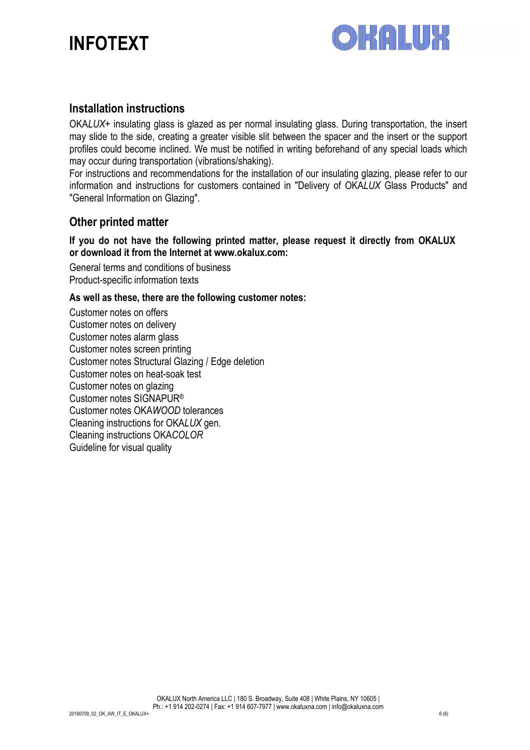## Installation instructions

OKA*LUX*+ insulating glass is glazed as per normal insulating glass. During transportation, the insert may slide to the side, creating a greater visible slit between the spacer and the insert or the support profiles could become inclined. We must be notified in writing beforehand of any special loads which may occur during transportation (vibrations/shaking).

For instructions and recommendations for the installation of our insulating glazing, please refer to our information and instructions for customers contained in "Delivery of OKA*LUX* Glass Products" and "General Information on Glazing".

## Other printed matter

**If you do not have the following printed matter, please request it directly from OKALUX or download it from the Internet at www.okalux.com:**

General terms and conditions of business
Product-specific information texts

**As well as these, there are the following customer notes:**

Customer notes on offers
Customer notes on delivery
Customer notes alarm glass
Customer notes screen printing
Customer notes Structural Glazing / Edge deletion
Customer notes on heat-soak test
Customer notes on glazing
Customer notes SIGNAPUR®
Customer notes OKA*WOOD* tolerances
Cleaning instructions for OKA*LUX* gen.
Cleaning instructions OKA*COLOR*
Guideline for visual quality